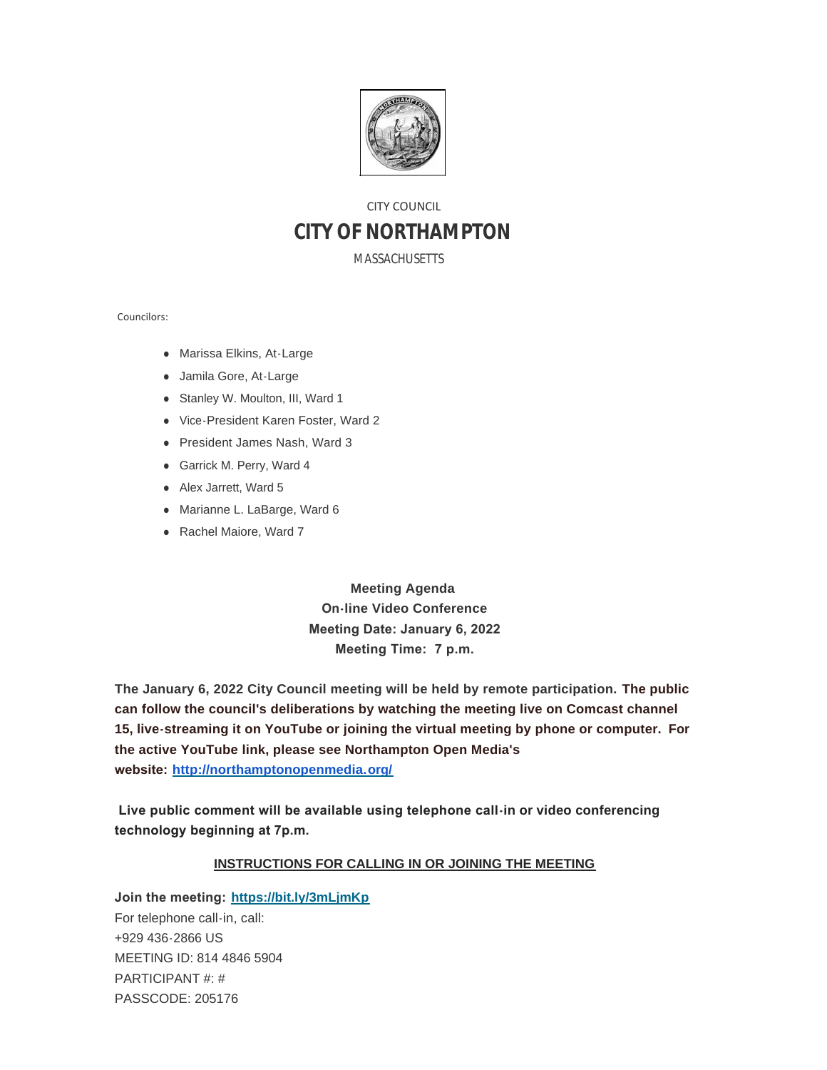CITY COUNCIL

# CITY OF NORTHAMPTON

MASSACHUSETTS

Councilors:

- Marissa Elkins, At-Large
- Jamila Gore, At-Large
- Stanley W. Moulton, III, Ward 1
- Vice-President Karen Foster, Ward 2
- President James Nash, Ward 3
- Garrick M. Perry, Ward 4
- Alex Jarrett, Ward 5
- Marianne L. LaBarge, Ward 6
- Rachel Maiore, Ward 7

**Meeting Agenda**
**On-line Video Conference**
**Meeting Date: January 6, 2022**
**Meeting Time: 7 p.m.**

**The January 6, 2022 City Council meeting will be held by remote participation. The public can follow the council's deliberations by watching the meeting live on Comcast channel 15, live-streaming it on YouTube or joining the virtual meeting by phone or computer. For the active YouTube link, please see Northampton Open Media's website: [http://northamptonopenmedia.org/](http://northamptonopenmedia.org/)**

**Live public comment will be available using telephone call-in or video conferencing technology beginning at 7p.m.**

**INSTRUCTIONS FOR CALLING IN OR JOINING THE MEETING**

**Join the meeting: [https://bit.ly/3mLjmKp](https://bit.ly/3mLjmKp)**
For telephone call-in, call:
+929 436-2866 US
MEETING ID: 814 4846 5904
PARTICIPANT #: #
PASSCODE: 205176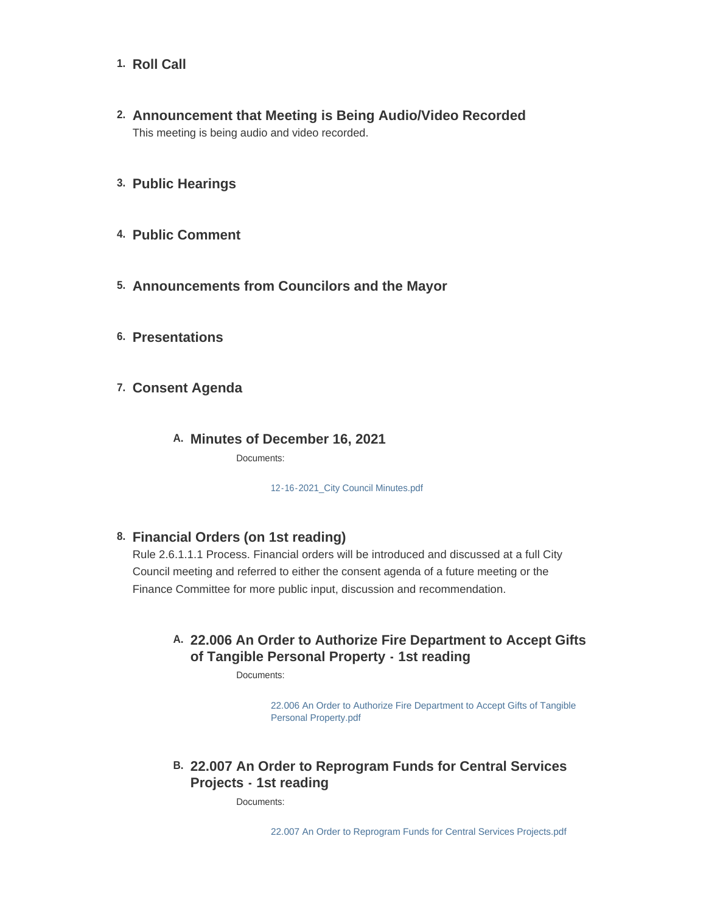1. **Roll Call**

2. **Announcement that Meeting is Being Audio/Video Recorded**
   This meeting is being audio and video recorded.

3. **Public Hearings**

4. **Public Comment**

5. **Announcements from Councilors and the Mayor**

6. **Presentations**

7. **Consent Agenda**

   A. **Minutes of December 16, 2021**

      Documents:

      12-16-2021_City Council Minutes.pdf

8. **Financial Orders (on 1st reading)**
   Rule 2.6.1.1.1 Process. Financial orders will be introduced and discussed at a full City Council meeting and referred to either the consent agenda of a future meeting or the Finance Committee for more public input, discussion and recommendation.

   A. **22.006 An Order to Authorize Fire Department to Accept Gifts of Tangible Personal Property - 1st reading**

      Documents:

      22.006 An Order to Authorize Fire Department to Accept Gifts of Tangible Personal Property.pdf

   B. **22.007 An Order to Reprogram Funds for Central Services Projects - 1st reading**

      Documents:

      22.007 An Order to Reprogram Funds for Central Services Projects.pdf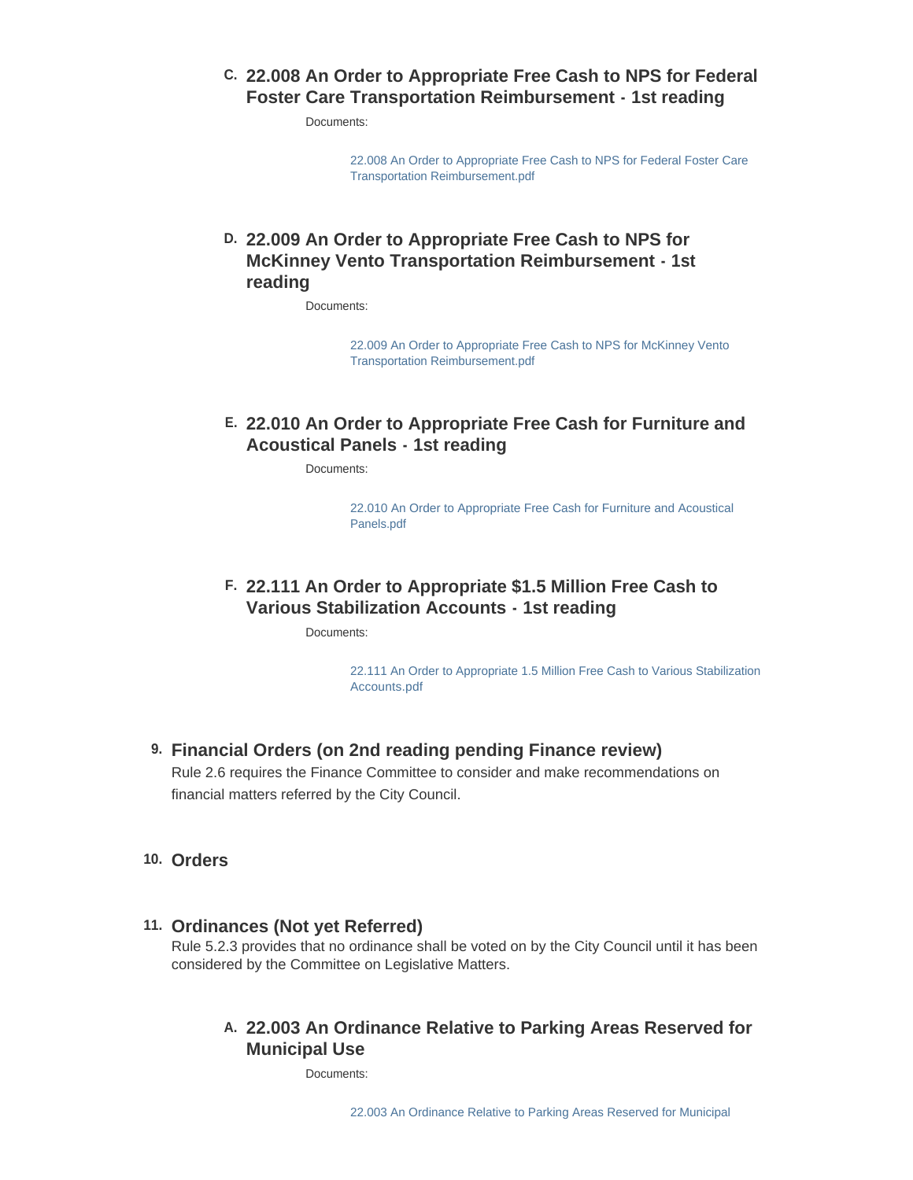### C. 22.008 An Order to Appropriate Free Cash to NPS for Federal Foster Care Transportation Reimbursement - 1st reading

Documents:

22.008 An Order to Appropriate Free Cash to NPS for Federal Foster Care Transportation Reimbursement.pdf

### D. 22.009 An Order to Appropriate Free Cash to NPS for McKinney Vento Transportation Reimbursement - 1st reading

Documents:

22.009 An Order to Appropriate Free Cash to NPS for McKinney Vento Transportation Reimbursement.pdf

### E. 22.010 An Order to Appropriate Free Cash for Furniture and Acoustical Panels - 1st reading

Documents:

22.010 An Order to Appropriate Free Cash for Furniture and Acoustical Panels.pdf

### F. 22.111 An Order to Appropriate $1.5 Million Free Cash to Various Stabilization Accounts - 1st reading

Documents:

22.111 An Order to Appropriate 1.5 Million Free Cash to Various Stabilization Accounts.pdf

## 9. Financial Orders (on 2nd reading pending Finance review)

Rule 2.6 requires the Finance Committee to consider and make recommendations on financial matters referred by the City Council.

## 10. Orders

## 11. Ordinances (Not yet Referred)

Rule 5.2.3 provides that no ordinance shall be voted on by the City Council until it has been considered by the Committee on Legislative Matters.

### A. 22.003 An Ordinance Relative to Parking Areas Reserved for Municipal Use

Documents:

22.003 An Ordinance Relative to Parking Areas Reserved for Municipal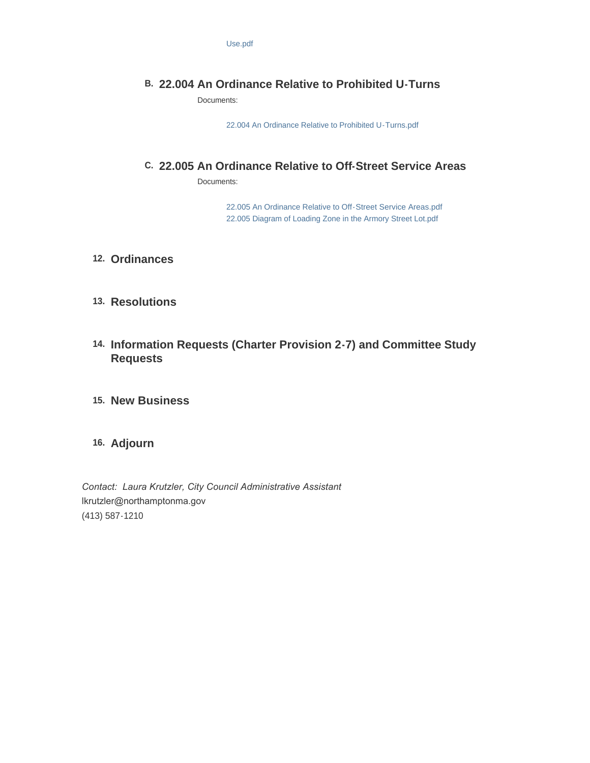Use.pdf

### B. 22.004 An Ordinance Relative to Prohibited U-Turns

Documents:

22.004 An Ordinance Relative to Prohibited U-Turns.pdf

### C. 22.005 An Ordinance Relative to Off-Street Service Areas

Documents:

22.005 An Ordinance Relative to Off-Street Service Areas.pdf
22.005 Diagram of Loading Zone in the Armory Street Lot.pdf

## 12. Ordinances

## 13. Resolutions

## 14. Information Requests (Charter Provision 2-7) and Committee Study Requests

## 15. New Business

## 16. Adjourn

*Contact: Laura Krutzler, City Council Administrative Assistant*
lkrutzler@northamptonma.gov
(413) 587-1210